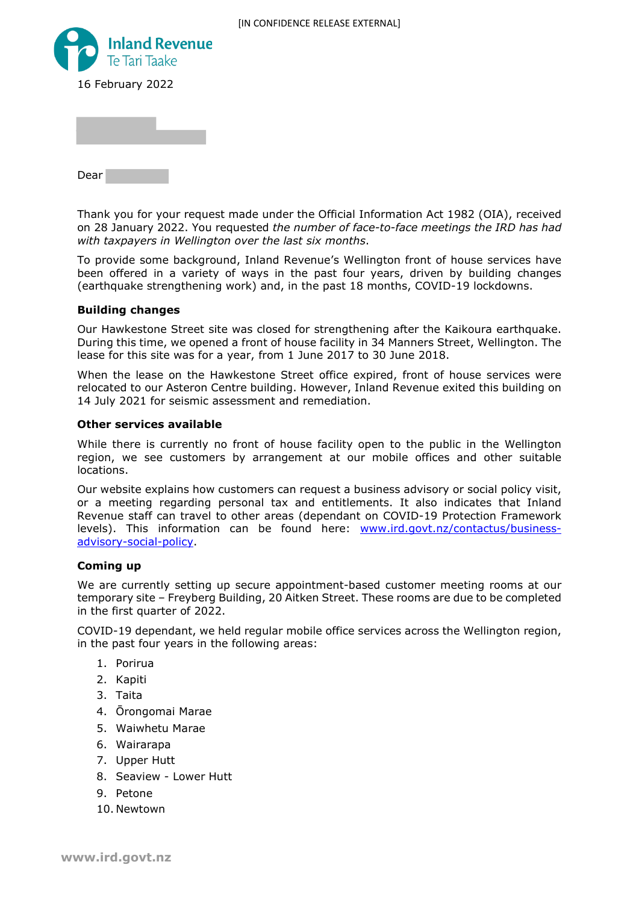[IN CONFIDENCE RELEASE EXTERNAL]

Inland Revenue
Te Tari Taake

16 February 2022

Dear

Thank you for your request made under the Official Information Act 1982 (OIA), received on 28 January 2022. You requested *the number of face-to-face meetings the IRD has had with taxpayers in Wellington over the last six months*.

To provide some background, Inland Revenue's Wellington front of house services have been offered in a variety of ways in the past four years, driven by building changes (earthquake strengthening work) and, in the past 18 months, COVID-19 lockdowns.

**Building changes**

Our Hawkestone Street site was closed for strengthening after the Kaikoura earthquake. During this time, we opened a front of house facility in 34 Manners Street, Wellington. The lease for this site was for a year, from 1 June 2017 to 30 June 2018.

When the lease on the Hawkestone Street office expired, front of house services were relocated to our Asteron Centre building. However, Inland Revenue exited this building on 14 July 2021 for seismic assessment and remediation.

**Other services available**

While there is currently no front of house facility open to the public in the Wellington region, we see customers by arrangement at our mobile offices and other suitable locations.

Our website explains how customers can request a business advisory or social policy visit, or a meeting regarding personal tax and entitlements. It also indicates that Inland Revenue staff can travel to other areas (dependant on COVID-19 Protection Framework levels). This information can be found here: [www.ird.govt.nz/contactus/business-advisory-social-policy](www.ird.govt.nz/contactus/business-advisory-social-policy).

**Coming up**

We are currently setting up secure appointment-based customer meeting rooms at our temporary site – Freyberg Building, 20 Aitken Street. These rooms are due to be completed in the first quarter of 2022.

COVID-19 dependant, we held regular mobile office services across the Wellington region, in the past four years in the following areas:

1. Porirua
2. Kapiti
3. Taita
4. Ōrongomai Marae
5. Waiwhetu Marae
6. Wairarapa
7. Upper Hutt
8. Seaview - Lower Hutt
9. Petone
10. Newtown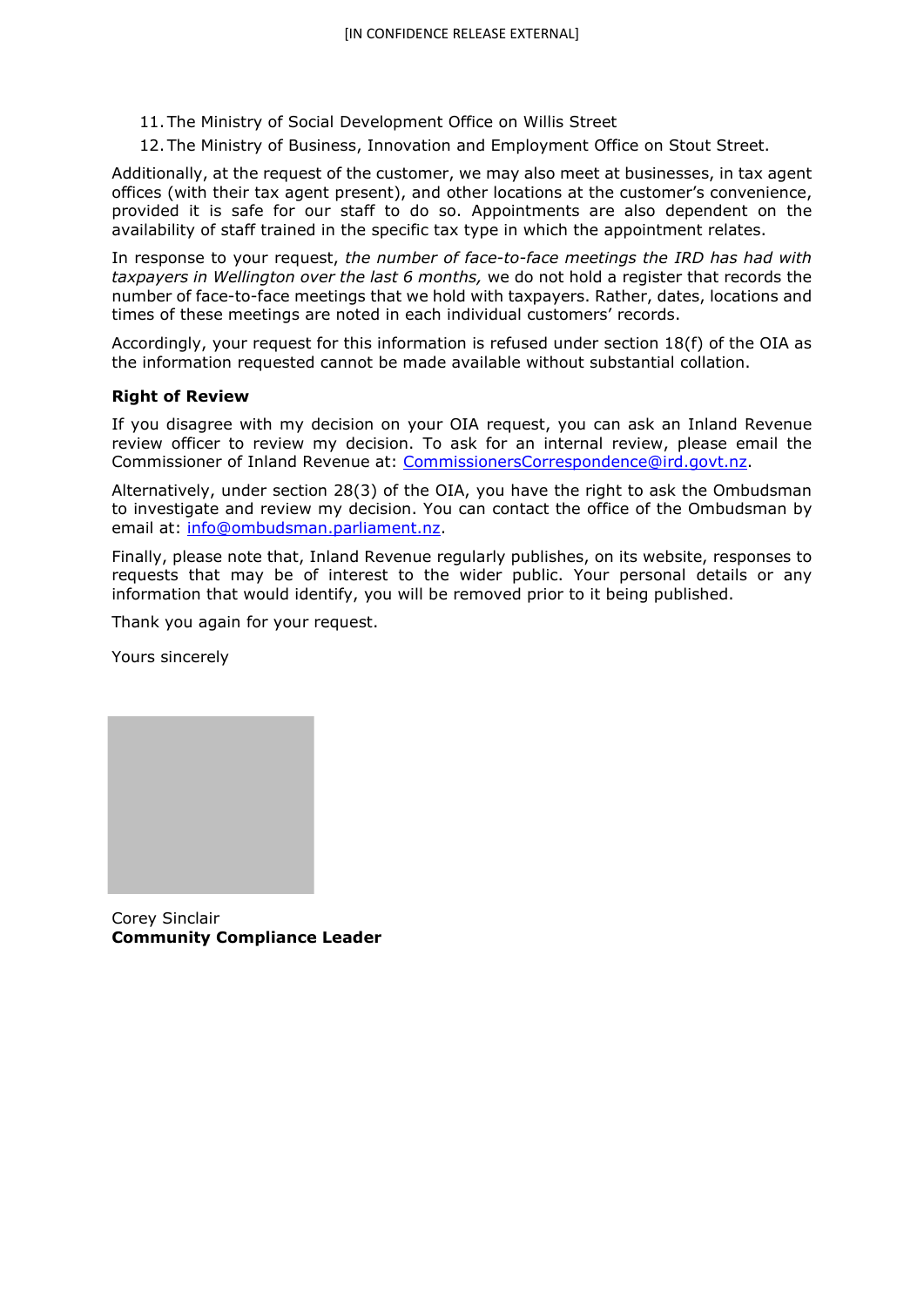11. The Ministry of Social Development Office on Willis Street
12. The Ministry of Business, Innovation and Employment Office on Stout Street.

Additionally, at the request of the customer, we may also meet at businesses, in tax agent offices (with their tax agent present), and other locations at the customer's convenience, provided it is safe for our staff to do so. Appointments are also dependent on the availability of staff trained in the specific tax type in which the appointment relates.

In response to your request, *the number of face-to-face meetings the IRD has had with taxpayers in Wellington over the last 6 months,* we do not hold a register that records the number of face-to-face meetings that we hold with taxpayers. Rather, dates, locations and times of these meetings are noted in each individual customers' records.

Accordingly, your request for this information is refused under section 18(f) of the OIA as the information requested cannot be made available without substantial collation.

**Right of Review**

If you disagree with my decision on your OIA request, you can ask an Inland Revenue review officer to review my decision. To ask for an internal review, please email the Commissioner of Inland Revenue at: CommissionersCorrespondence@ird.govt.nz.

Alternatively, under section 28(3) of the OIA, you have the right to ask the Ombudsman to investigate and review my decision. You can contact the office of the Ombudsman by email at: info@ombudsman.parliament.nz.

Finally, please note that, Inland Revenue regularly publishes, on its website, responses to requests that may be of interest to the wider public. Your personal details or any information that would identify, you will be removed prior to it being published.

Thank you again for your request.

Yours sincerely

Corey Sinclair
**Community Compliance Leader**